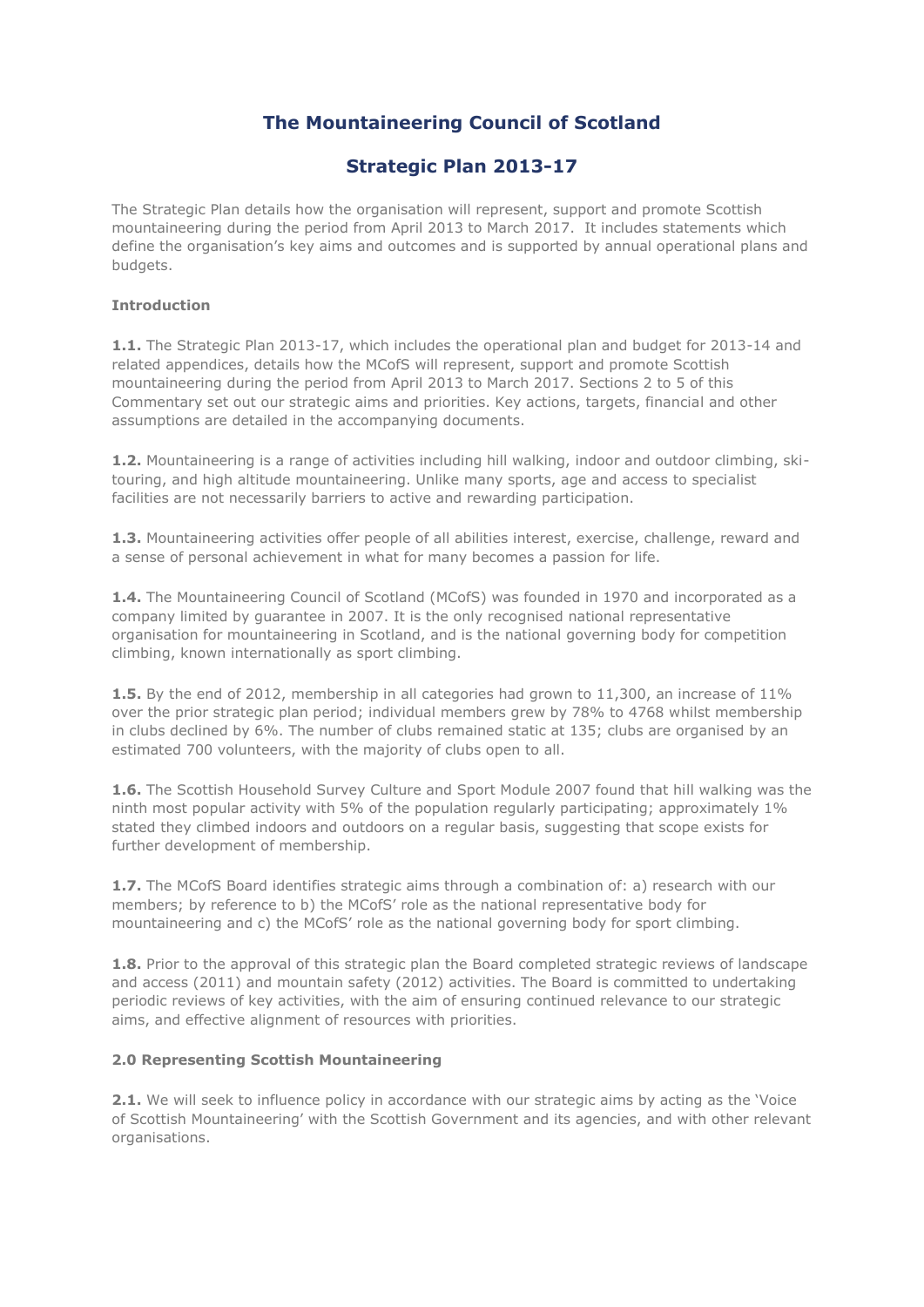# The Mountaineering Council of Scotland

## Strategic Plan 2013-17

The Strategic Plan details how the organisation will represent, support and promote Scottish mountaineering during the period from April 2013 to March 2017. It includes statements which define the organisation's key aims and outcomes and is supported by annual operational plans and budgets.

**Introduction**

**1.1.** The Strategic Plan 2013-17, which includes the operational plan and budget for 2013-14 and related appendices, details how the MCofS will represent, support and promote Scottish mountaineering during the period from April 2013 to March 2017. Sections 2 to 5 of this Commentary set out our strategic aims and priorities. Key actions, targets, financial and other assumptions are detailed in the accompanying documents.

**1.2.** Mountaineering is a range of activities including hill walking, indoor and outdoor climbing, ski-touring, and high altitude mountaineering. Unlike many sports, age and access to specialist facilities are not necessarily barriers to active and rewarding participation.

**1.3.** Mountaineering activities offer people of all abilities interest, exercise, challenge, reward and a sense of personal achievement in what for many becomes a passion for life.

**1.4.** The Mountaineering Council of Scotland (MCofS) was founded in 1970 and incorporated as a company limited by guarantee in 2007. It is the only recognised national representative organisation for mountaineering in Scotland, and is the national governing body for competition climbing, known internationally as sport climbing.

**1.5.** By the end of 2012, membership in all categories had grown to 11,300, an increase of 11% over the prior strategic plan period; individual members grew by 78% to 4768 whilst membership in clubs declined by 6%. The number of clubs remained static at 135; clubs are organised by an estimated 700 volunteers, with the majority of clubs open to all.

**1.6.** The Scottish Household Survey Culture and Sport Module 2007 found that hill walking was the ninth most popular activity with 5% of the population regularly participating; approximately 1% stated they climbed indoors and outdoors on a regular basis, suggesting that scope exists for further development of membership.

**1.7.** The MCofS Board identifies strategic aims through a combination of: a) research with our members; by reference to b) the MCofS' role as the national representative body for mountaineering and c) the MCofS' role as the national governing body for sport climbing.

**1.8.** Prior to the approval of this strategic plan the Board completed strategic reviews of landscape and access (2011) and mountain safety (2012) activities. The Board is committed to undertaking periodic reviews of key activities, with the aim of ensuring continued relevance to our strategic aims, and effective alignment of resources with priorities.

**2.0 Representing Scottish Mountaineering**

**2.1.** We will seek to influence policy in accordance with our strategic aims by acting as the 'Voice of Scottish Mountaineering' with the Scottish Government and its agencies, and with other relevant organisations.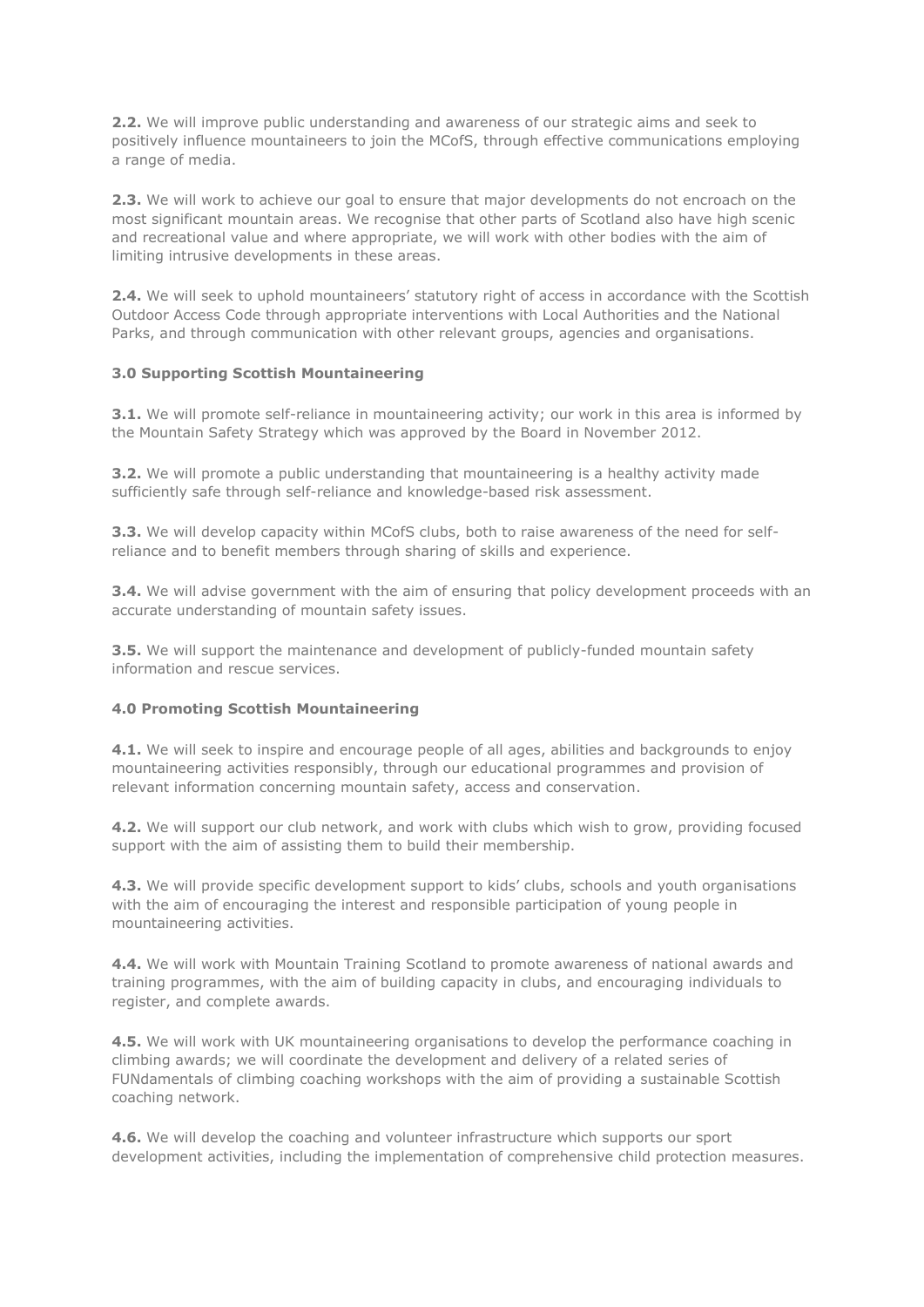**2.2.** We will improve public understanding and awareness of our strategic aims and seek to positively influence mountaineers to join the MCofS, through effective communications employing a range of media.

**2.3.** We will work to achieve our goal to ensure that major developments do not encroach on the most significant mountain areas. We recognise that other parts of Scotland also have high scenic and recreational value and where appropriate, we will work with other bodies with the aim of limiting intrusive developments in these areas.

**2.4.** We will seek to uphold mountaineers' statutory right of access in accordance with the Scottish Outdoor Access Code through appropriate interventions with Local Authorities and the National Parks, and through communication with other relevant groups, agencies and organisations.

### 3.0 Supporting Scottish Mountaineering

**3.1.** We will promote self-reliance in mountaineering activity; our work in this area is informed by the Mountain Safety Strategy which was approved by the Board in November 2012.

**3.2.** We will promote a public understanding that mountaineering is a healthy activity made sufficiently safe through self-reliance and knowledge-based risk assessment.

**3.3.** We will develop capacity within MCofS clubs, both to raise awareness of the need for self-reliance and to benefit members through sharing of skills and experience.

**3.4.** We will advise government with the aim of ensuring that policy development proceeds with an accurate understanding of mountain safety issues.

**3.5.** We will support the maintenance and development of publicly-funded mountain safety information and rescue services.

### 4.0 Promoting Scottish Mountaineering

**4.1.** We will seek to inspire and encourage people of all ages, abilities and backgrounds to enjoy mountaineering activities responsibly, through our educational programmes and provision of relevant information concerning mountain safety, access and conservation.

**4.2.** We will support our club network, and work with clubs which wish to grow, providing focused support with the aim of assisting them to build their membership.

**4.3.** We will provide specific development support to kids' clubs, schools and youth organisations with the aim of encouraging the interest and responsible participation of young people in mountaineering activities.

**4.4.** We will work with Mountain Training Scotland to promote awareness of national awards and training programmes, with the aim of building capacity in clubs, and encouraging individuals to register, and complete awards.

**4.5.** We will work with UK mountaineering organisations to develop the performance coaching in climbing awards; we will coordinate the development and delivery of a related series of FUNdamentals of climbing coaching workshops with the aim of providing a sustainable Scottish coaching network.

**4.6.** We will develop the coaching and volunteer infrastructure which supports our sport development activities, including the implementation of comprehensive child protection measures.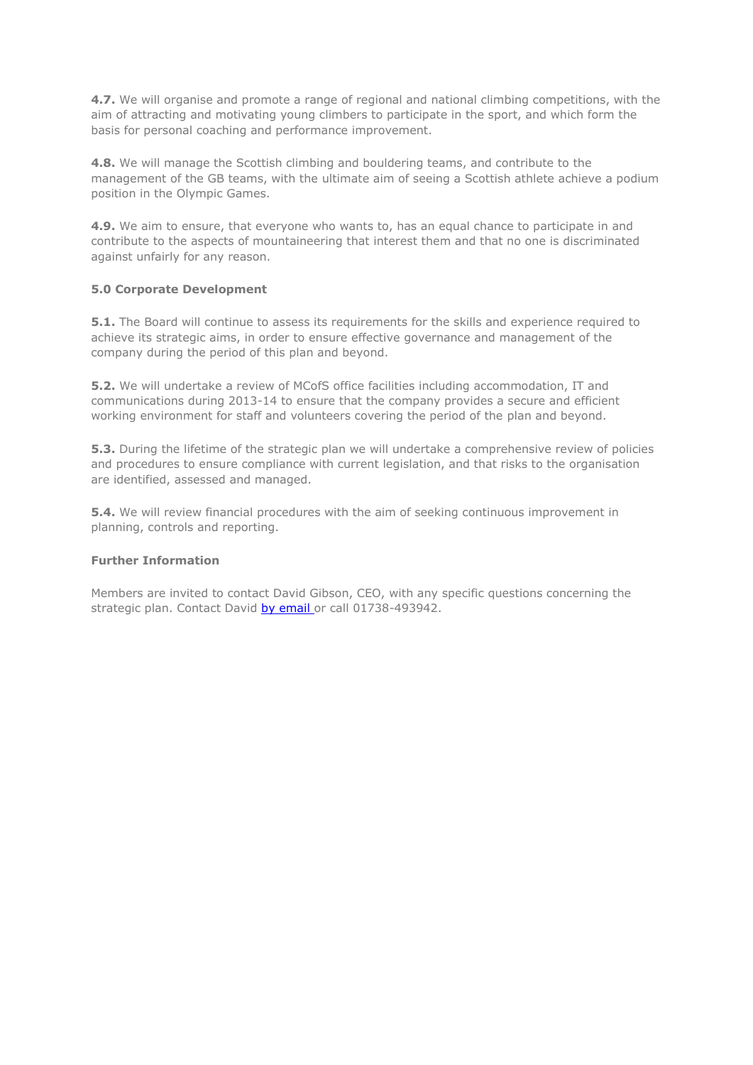**4.7.** We will organise and promote a range of regional and national climbing competitions, with the aim of attracting and motivating young climbers to participate in the sport, and which form the basis for personal coaching and performance improvement.

**4.8.** We will manage the Scottish climbing and bouldering teams, and contribute to the management of the GB teams, with the ultimate aim of seeing a Scottish athlete achieve a podium position in the Olympic Games.

**4.9.** We aim to ensure, that everyone who wants to, has an equal chance to participate in and contribute to the aspects of mountaineering that interest them and that no one is discriminated against unfairly for any reason.

**5.0 Corporate Development**

**5.1.** The Board will continue to assess its requirements for the skills and experience required to achieve its strategic aims, in order to ensure effective governance and management of the company during the period of this plan and beyond.

**5.2.** We will undertake a review of MCofS office facilities including accommodation, IT and communications during 2013-14 to ensure that the company provides a secure and efficient working environment for staff and volunteers covering the period of the plan and beyond.

**5.3.** During the lifetime of the strategic plan we will undertake a comprehensive review of policies and procedures to ensure compliance with current legislation, and that risks to the organisation are identified, assessed and managed.

**5.4.** We will review financial procedures with the aim of seeking continuous improvement in planning, controls and reporting.

**Further Information**

Members are invited to contact David Gibson, CEO, with any specific questions concerning the strategic plan. Contact David by email or call 01738-493942.